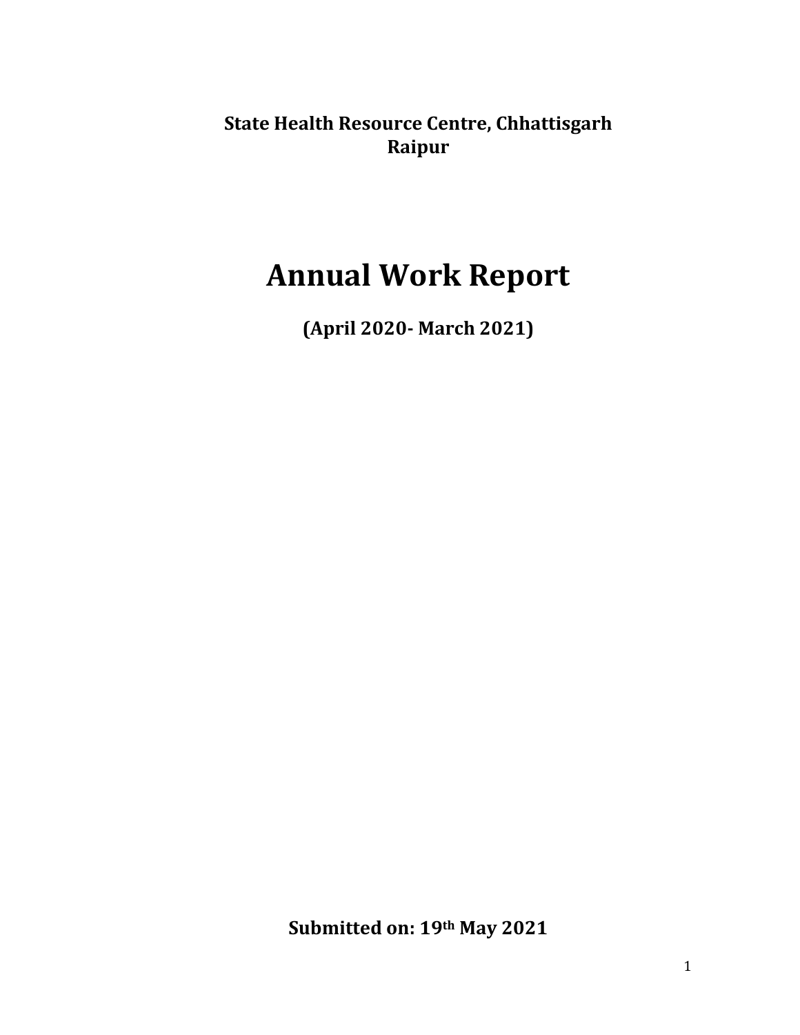**State Health Resource Centre, Chhattisgarh**
**Raipur**

# Annual Work Report

**(April 2020- March 2021)**

**Submitted on: 19th May 2021**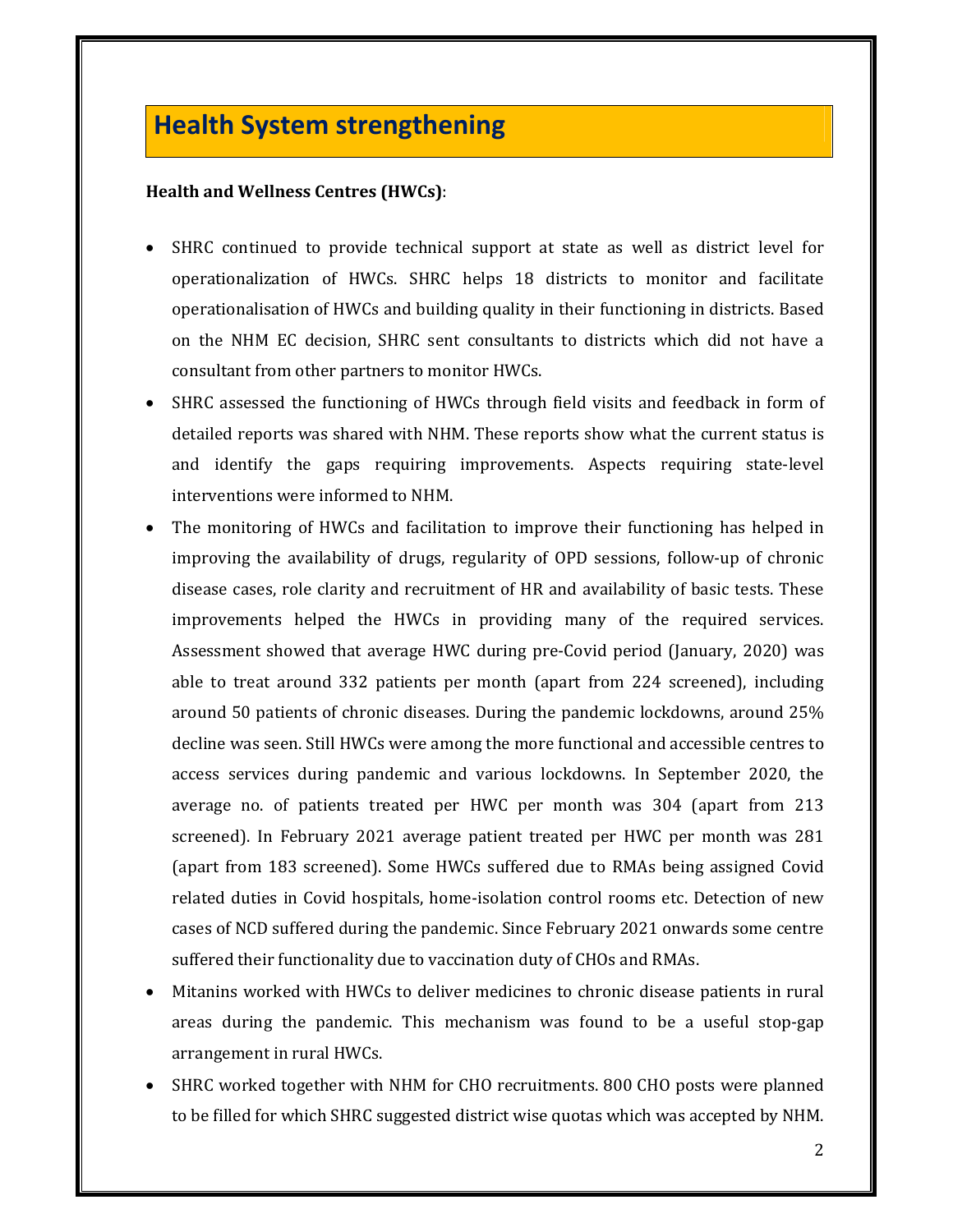# Health System strengthening

**Health and Wellness Centres (HWCs)**:

- SHRC continued to provide technical support at state as well as district level for operationalization of HWCs. SHRC helps 18 districts to monitor and facilitate operationalisation of HWCs and building quality in their functioning in districts. Based on the NHM EC decision, SHRC sent consultants to districts which did not have a consultant from other partners to monitor HWCs.
- SHRC assessed the functioning of HWCs through field visits and feedback in form of detailed reports was shared with NHM. These reports show what the current status is and identify the gaps requiring improvements. Aspects requiring state-level interventions were informed to NHM.
- The monitoring of HWCs and facilitation to improve their functioning has helped in improving the availability of drugs, regularity of OPD sessions, follow-up of chronic disease cases, role clarity and recruitment of HR and availability of basic tests. These improvements helped the HWCs in providing many of the required services. Assessment showed that average HWC during pre-Covid period (January, 2020) was able to treat around 332 patients per month (apart from 224 screened), including around 50 patients of chronic diseases. During the pandemic lockdowns, around 25% decline was seen. Still HWCs were among the more functional and accessible centres to access services during pandemic and various lockdowns. In September 2020, the average no. of patients treated per HWC per month was 304 (apart from 213 screened). In February 2021 average patient treated per HWC per month was 281 (apart from 183 screened). Some HWCs suffered due to RMAs being assigned Covid related duties in Covid hospitals, home-isolation control rooms etc. Detection of new cases of NCD suffered during the pandemic. Since February 2021 onwards some centre suffered their functionality due to vaccination duty of CHOs and RMAs.
- Mitanins worked with HWCs to deliver medicines to chronic disease patients in rural areas during the pandemic. This mechanism was found to be a useful stop-gap arrangement in rural HWCs.
- SHRC worked together with NHM for CHO recruitments. 800 CHO posts were planned to be filled for which SHRC suggested district wise quotas which was accepted by NHM.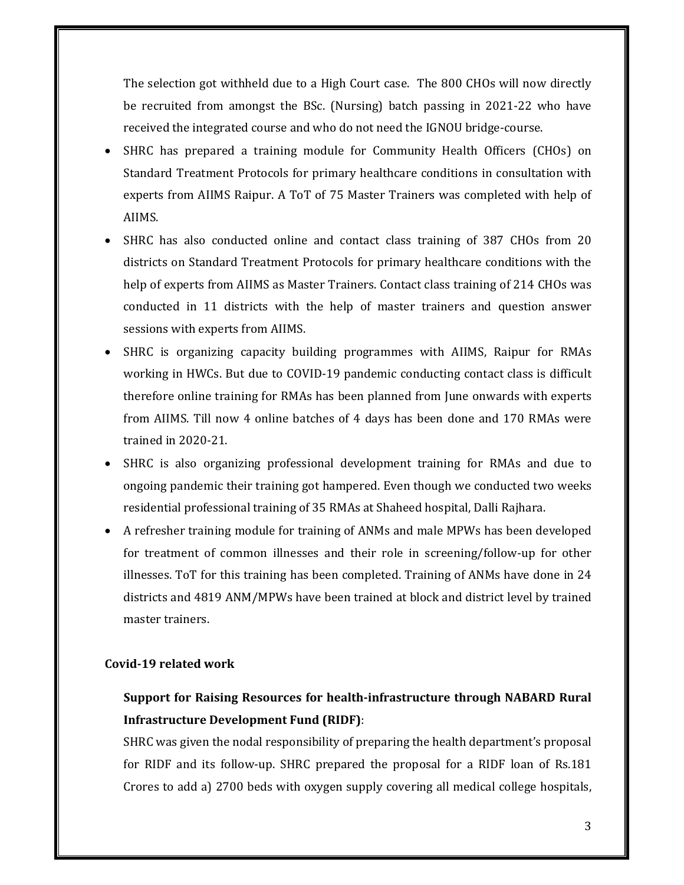The selection got withheld due to a High Court case. The 800 CHOs will now directly be recruited from amongst the BSc. (Nursing) batch passing in 2021-22 who have received the integrated course and who do not need the IGNOU bridge-course.

- SHRC has prepared a training module for Community Health Officers (CHOs) on Standard Treatment Protocols for primary healthcare conditions in consultation with experts from AIIMS Raipur. A ToT of 75 Master Trainers was completed with help of AIIMS.
- SHRC has also conducted online and contact class training of 387 CHOs from 20 districts on Standard Treatment Protocols for primary healthcare conditions with the help of experts from AIIMS as Master Trainers. Contact class training of 214 CHOs was conducted in 11 districts with the help of master trainers and question answer sessions with experts from AIIMS.
- SHRC is organizing capacity building programmes with AIIMS, Raipur for RMAs working in HWCs. But due to COVID-19 pandemic conducting contact class is difficult therefore online training for RMAs has been planned from June onwards with experts from AIIMS. Till now 4 online batches of 4 days has been done and 170 RMAs were trained in 2020-21.
- SHRC is also organizing professional development training for RMAs and due to ongoing pandemic their training got hampered. Even though we conducted two weeks residential professional training of 35 RMAs at Shaheed hospital, Dalli Rajhara.
- A refresher training module for training of ANMs and male MPWs has been developed for treatment of common illnesses and their role in screening/follow-up for other illnesses. ToT for this training has been completed. Training of ANMs have done in 24 districts and 4819 ANM/MPWs have been trained at block and district level by trained master trainers.

**Covid-19 related work**

**Support for Raising Resources for health-infrastructure through NABARD Rural Infrastructure Development Fund (RIDF)**:

SHRC was given the nodal responsibility of preparing the health department's proposal for RIDF and its follow-up. SHRC prepared the proposal for a RIDF loan of Rs.181 Crores to add a) 2700 beds with oxygen supply covering all medical college hospitals,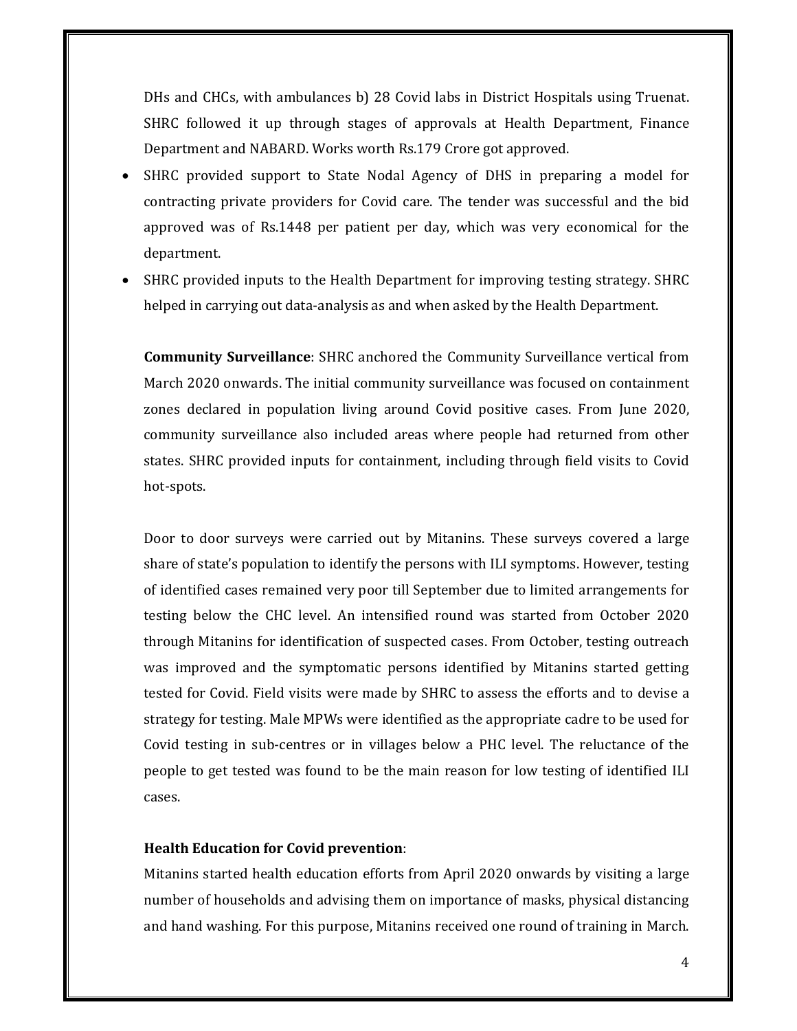DHs and CHCs, with ambulances b) 28 Covid labs in District Hospitals using Truenat. SHRC followed it up through stages of approvals at Health Department, Finance Department and NABARD. Works worth Rs.179 Crore got approved.

- SHRC provided support to State Nodal Agency of DHS in preparing a model for contracting private providers for Covid care. The tender was successful and the bid approved was of Rs.1448 per patient per day, which was very economical for the department.
- SHRC provided inputs to the Health Department for improving testing strategy. SHRC helped in carrying out data-analysis as and when asked by the Health Department.

**Community Surveillance**: SHRC anchored the Community Surveillance vertical from March 2020 onwards. The initial community surveillance was focused on containment zones declared in population living around Covid positive cases. From June 2020, community surveillance also included areas where people had returned from other states. SHRC provided inputs for containment, including through field visits to Covid hot-spots.

Door to door surveys were carried out by Mitanins. These surveys covered a large share of state's population to identify the persons with ILI symptoms. However, testing of identified cases remained very poor till September due to limited arrangements for testing below the CHC level. An intensified round was started from October 2020 through Mitanins for identification of suspected cases. From October, testing outreach was improved and the symptomatic persons identified by Mitanins started getting tested for Covid. Field visits were made by SHRC to assess the efforts and to devise a strategy for testing. Male MPWs were identified as the appropriate cadre to be used for Covid testing in sub-centres or in villages below a PHC level. The reluctance of the people to get tested was found to be the main reason for low testing of identified ILI cases.

**Health Education for Covid prevention**:

Mitanins started health education efforts from April 2020 onwards by visiting a large number of households and advising them on importance of masks, physical distancing and hand washing. For this purpose, Mitanins received one round of training in March.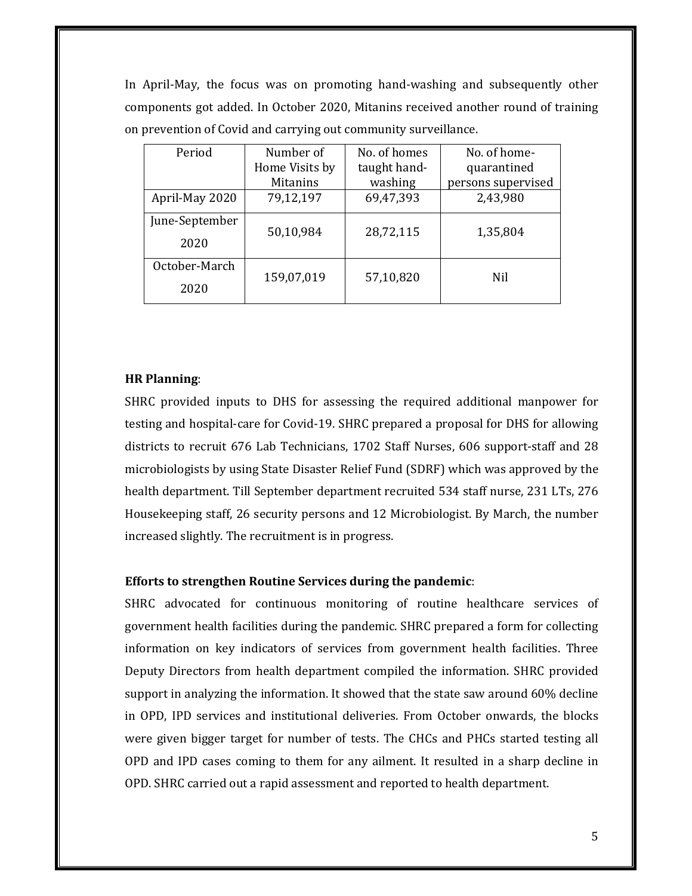In April-May, the focus was on promoting hand-washing and subsequently other components got added. In October 2020, Mitanins received another round of training on prevention of Covid and carrying out community surveillance.

| Period | Number of Home Visits by Mitanins | No. of homes taught hand-washing | No. of home-quarantined persons supervised |
|---|---|---|---|
| April-May 2020 | 79,12,197 | 69,47,393 | 2,43,980 |
| June-September 2020 | 50,10,984 | 28,72,115 | 1,35,804 |
| October-March 2020 | 159,07,019 | 57,10,820 | Nil |

**HR Planning**:

SHRC provided inputs to DHS for assessing the required additional manpower for testing and hospital-care for Covid-19. SHRC prepared a proposal for DHS for allowing districts to recruit 676 Lab Technicians, 1702 Staff Nurses, 606 support-staff and 28 microbiologists by using State Disaster Relief Fund (SDRF) which was approved by the health department. Till September department recruited 534 staff nurse, 231 LTs, 276 Housekeeping staff, 26 security persons and 12 Microbiologist. By March, the number increased slightly. The recruitment is in progress.

**Efforts to strengthen Routine Services during the pandemic**:

SHRC advocated for continuous monitoring of routine healthcare services of government health facilities during the pandemic. SHRC prepared a form for collecting information on key indicators of services from government health facilities. Three Deputy Directors from health department compiled the information. SHRC provided support in analyzing the information. It showed that the state saw around 60% decline in OPD, IPD services and institutional deliveries. From October onwards, the blocks were given bigger target for number of tests. The CHCs and PHCs started testing all OPD and IPD cases coming to them for any ailment. It resulted in a sharp decline in OPD. SHRC carried out a rapid assessment and reported to health department.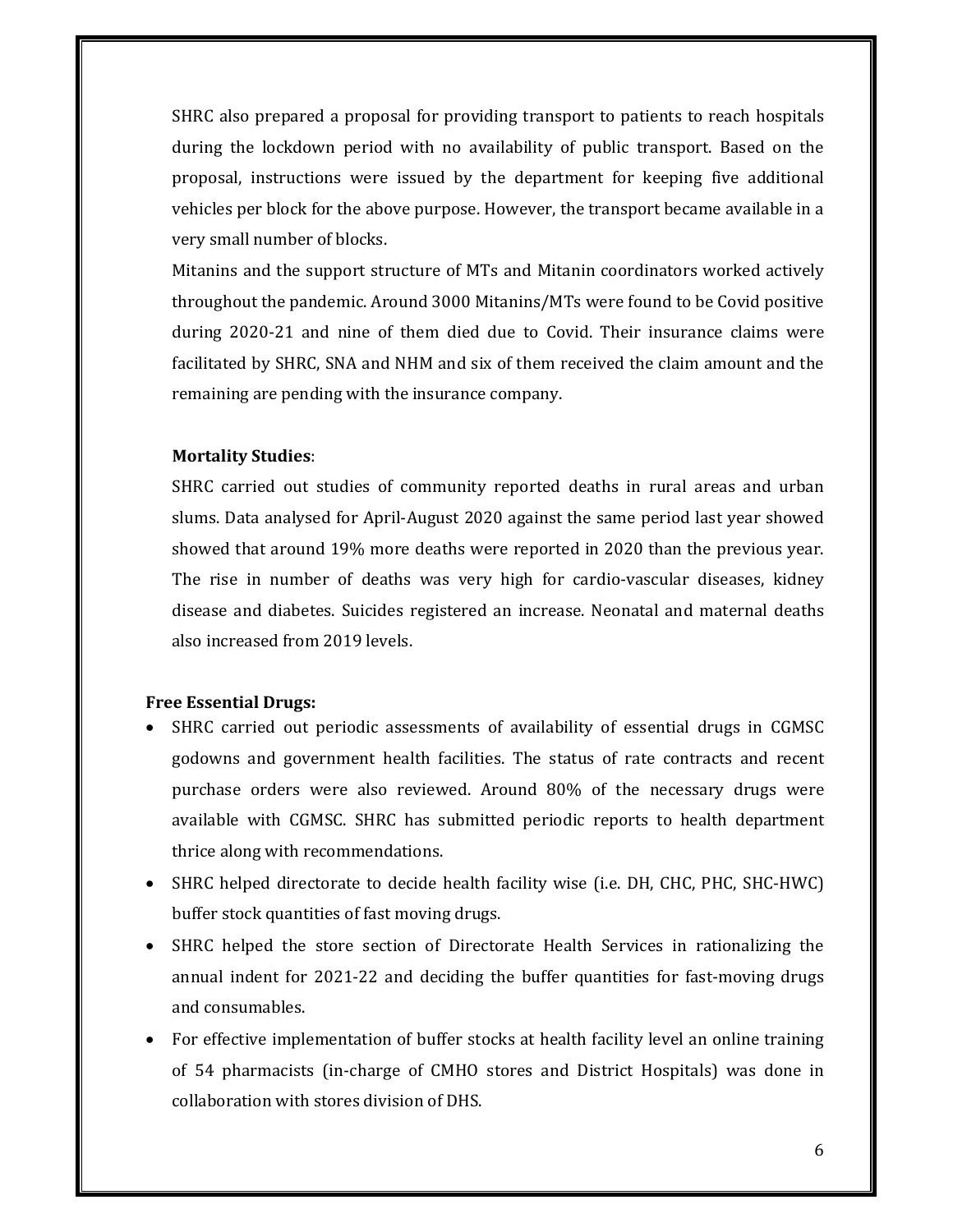SHRC also prepared a proposal for providing transport to patients to reach hospitals during the lockdown period with no availability of public transport. Based on the proposal, instructions were issued by the department for keeping five additional vehicles per block for the above purpose. However, the transport became available in a very small number of blocks.

Mitanins and the support structure of MTs and Mitanin coordinators worked actively throughout the pandemic. Around 3000 Mitanins/MTs were found to be Covid positive during 2020-21 and nine of them died due to Covid. Their insurance claims were facilitated by SHRC, SNA and NHM and six of them received the claim amount and the remaining are pending with the insurance company.

**Mortality Studies**:

SHRC carried out studies of community reported deaths in rural areas and urban slums. Data analysed for April-August 2020 against the same period last year showed showed that around 19% more deaths were reported in 2020 than the previous year. The rise in number of deaths was very high for cardio-vascular diseases, kidney disease and diabetes. Suicides registered an increase. Neonatal and maternal deaths also increased from 2019 levels.

**Free Essential Drugs:**

- SHRC carried out periodic assessments of availability of essential drugs in CGMSC godowns and government health facilities. The status of rate contracts and recent purchase orders were also reviewed. Around 80% of the necessary drugs were available with CGMSC. SHRC has submitted periodic reports to health department thrice along with recommendations.
- SHRC helped directorate to decide health facility wise (i.e. DH, CHC, PHC, SHC-HWC) buffer stock quantities of fast moving drugs.
- SHRC helped the store section of Directorate Health Services in rationalizing the annual indent for 2021-22 and deciding the buffer quantities for fast-moving drugs and consumables.
- For effective implementation of buffer stocks at health facility level an online training of 54 pharmacists (in-charge of CMHO stores and District Hospitals) was done in collaboration with stores division of DHS.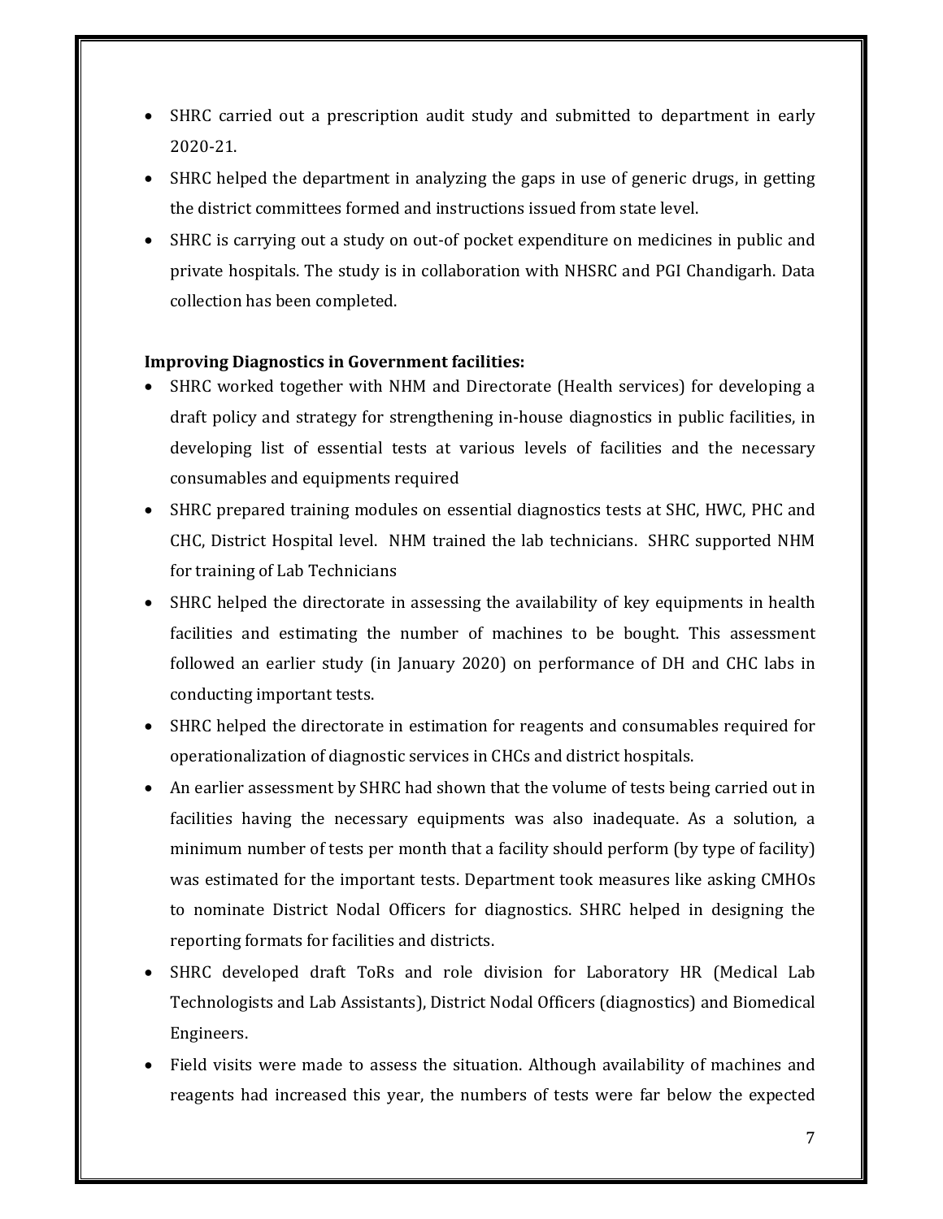- SHRC carried out a prescription audit study and submitted to department in early 2020-21.
- SHRC helped the department in analyzing the gaps in use of generic drugs, in getting the district committees formed and instructions issued from state level.
- SHRC is carrying out a study on out-of pocket expenditure on medicines in public and private hospitals. The study is in collaboration with NHSRC and PGI Chandigarh. Data collection has been completed.

**Improving Diagnostics in Government facilities:**

- SHRC worked together with NHM and Directorate (Health services) for developing a draft policy and strategy for strengthening in-house diagnostics in public facilities, in developing list of essential tests at various levels of facilities and the necessary consumables and equipments required
- SHRC prepared training modules on essential diagnostics tests at SHC, HWC, PHC and CHC, District Hospital level. NHM trained the lab technicians. SHRC supported NHM for training of Lab Technicians
- SHRC helped the directorate in assessing the availability of key equipments in health facilities and estimating the number of machines to be bought. This assessment followed an earlier study (in January 2020) on performance of DH and CHC labs in conducting important tests.
- SHRC helped the directorate in estimation for reagents and consumables required for operationalization of diagnostic services in CHCs and district hospitals.
- An earlier assessment by SHRC had shown that the volume of tests being carried out in facilities having the necessary equipments was also inadequate. As a solution, a minimum number of tests per month that a facility should perform (by type of facility) was estimated for the important tests. Department took measures like asking CMHOs to nominate District Nodal Officers for diagnostics. SHRC helped in designing the reporting formats for facilities and districts.
- SHRC developed draft ToRs and role division for Laboratory HR (Medical Lab Technologists and Lab Assistants), District Nodal Officers (diagnostics) and Biomedical Engineers.
- Field visits were made to assess the situation. Although availability of machines and reagents had increased this year, the numbers of tests were far below the expected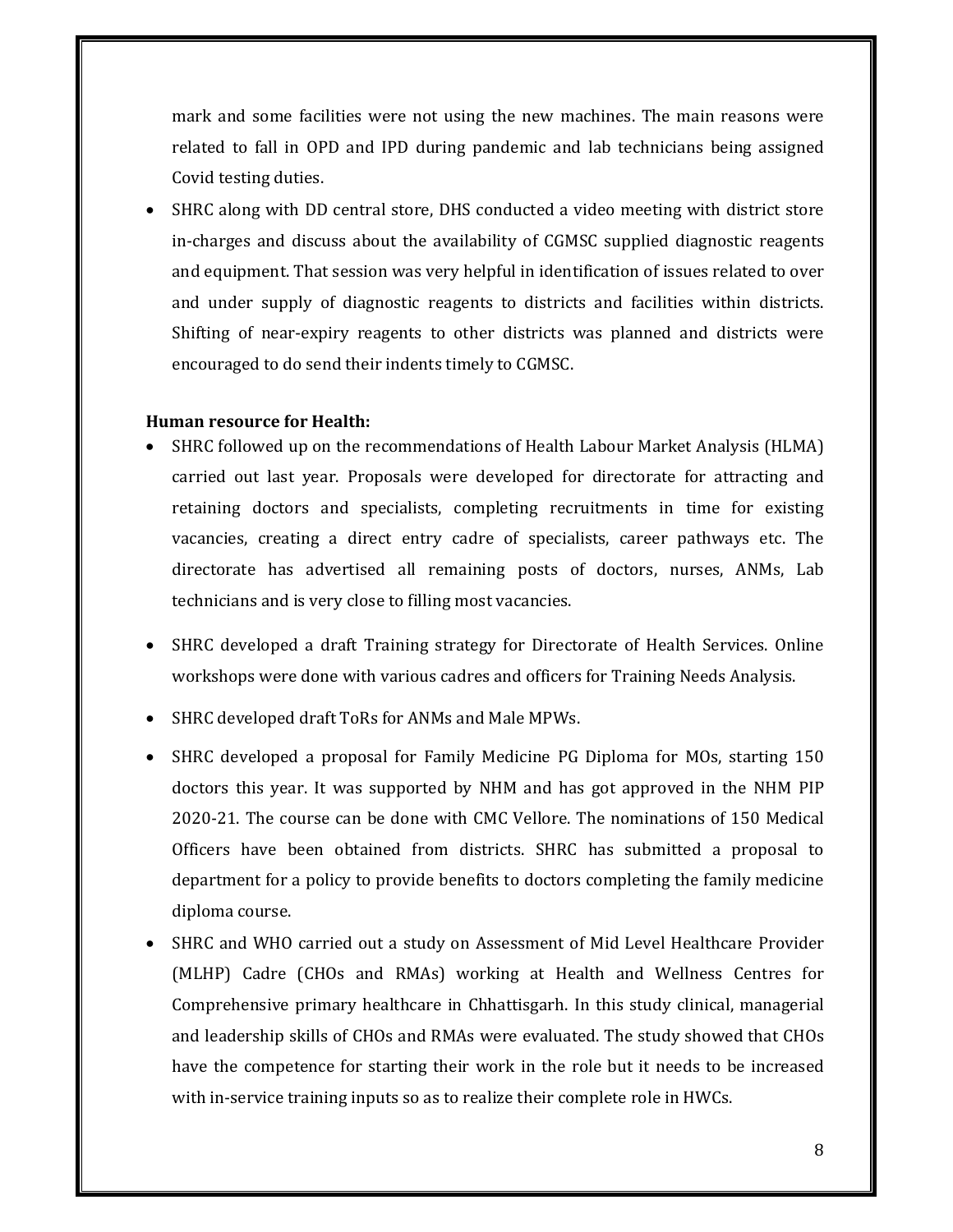mark and some facilities were not using the new machines. The main reasons were related to fall in OPD and IPD during pandemic and lab technicians being assigned Covid testing duties.

- SHRC along with DD central store, DHS conducted a video meeting with district store in-charges and discuss about the availability of CGMSC supplied diagnostic reagents and equipment. That session was very helpful in identification of issues related to over and under supply of diagnostic reagents to districts and facilities within districts. Shifting of near-expiry reagents to other districts was planned and districts were encouraged to do send their indents timely to CGMSC.

**Human resource for Health:**

- SHRC followed up on the recommendations of Health Labour Market Analysis (HLMA) carried out last year. Proposals were developed for directorate for attracting and retaining doctors and specialists, completing recruitments in time for existing vacancies, creating a direct entry cadre of specialists, career pathways etc. The directorate has advertised all remaining posts of doctors, nurses, ANMs, Lab technicians and is very close to filling most vacancies.
- SHRC developed a draft Training strategy for Directorate of Health Services. Online workshops were done with various cadres and officers for Training Needs Analysis.
- SHRC developed draft ToRs for ANMs and Male MPWs.
- SHRC developed a proposal for Family Medicine PG Diploma for MOs, starting 150 doctors this year. It was supported by NHM and has got approved in the NHM PIP 2020-21. The course can be done with CMC Vellore. The nominations of 150 Medical Officers have been obtained from districts. SHRC has submitted a proposal to department for a policy to provide benefits to doctors completing the family medicine diploma course.
- SHRC and WHO carried out a study on Assessment of Mid Level Healthcare Provider (MLHP) Cadre (CHOs and RMAs) working at Health and Wellness Centres for Comprehensive primary healthcare in Chhattisgarh. In this study clinical, managerial and leadership skills of CHOs and RMAs were evaluated. The study showed that CHOs have the competence for starting their work in the role but it needs to be increased with in-service training inputs so as to realize their complete role in HWCs.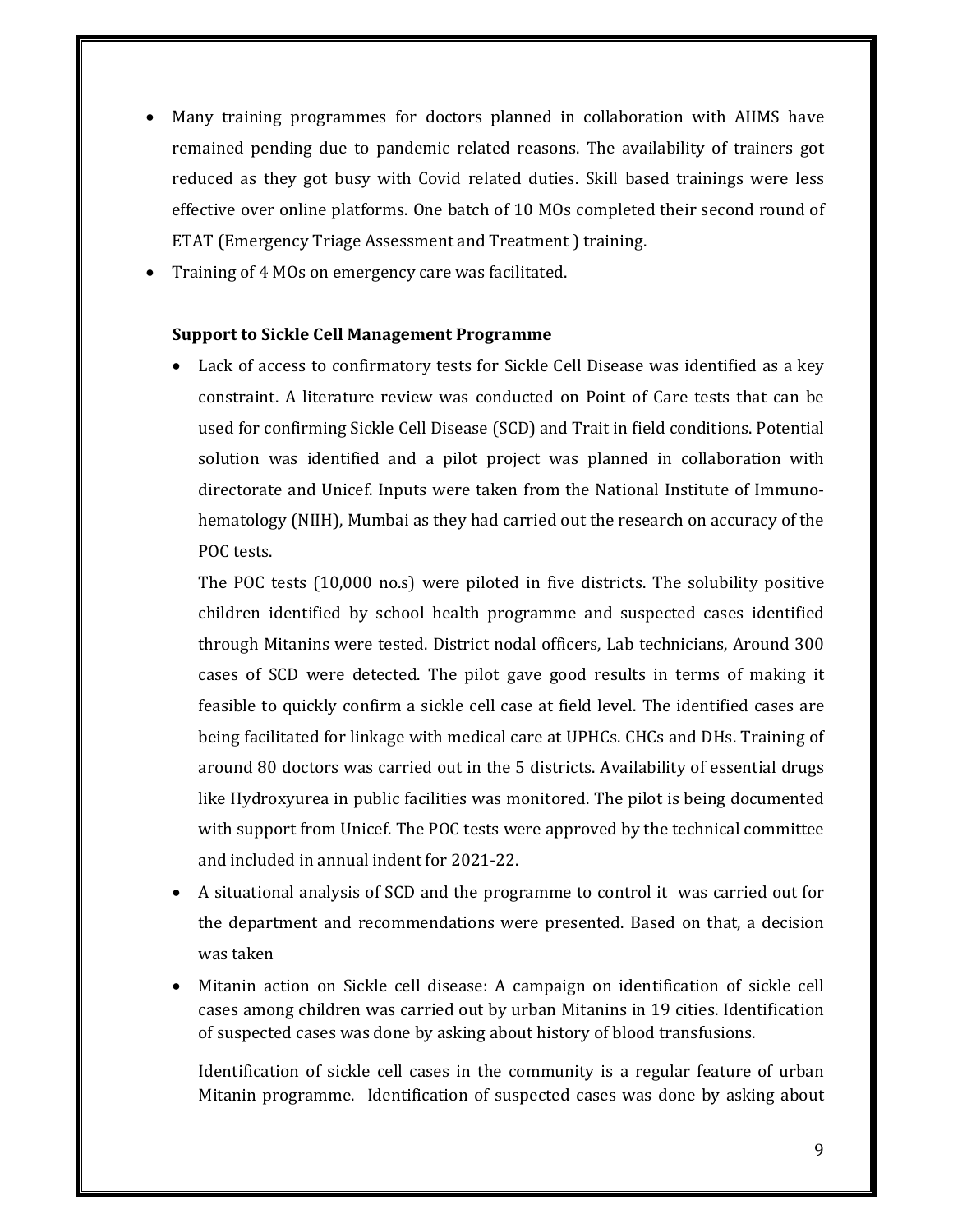- Many training programmes for doctors planned in collaboration with AIIMS have remained pending due to pandemic related reasons. The availability of trainers got reduced as they got busy with Covid related duties. Skill based trainings were less effective over online platforms. One batch of 10 MOs completed their second round of ETAT (Emergency Triage Assessment and Treatment ) training.
- Training of 4 MOs on emergency care was facilitated.

**Support to Sickle Cell Management Programme**

- Lack of access to confirmatory tests for Sickle Cell Disease was identified as a key constraint. A literature review was conducted on Point of Care tests that can be used for confirming Sickle Cell Disease (SCD) and Trait in field conditions. Potential solution was identified and a pilot project was planned in collaboration with directorate and Unicef. Inputs were taken from the National Institute of Immuno-hematology (NIIH), Mumbai as they had carried out the research on accuracy of the POC tests.

  The POC tests (10,000 no.s) were piloted in five districts. The solubility positive children identified by school health programme and suspected cases identified through Mitanins were tested. District nodal officers, Lab technicians, Around 300 cases of SCD were detected. The pilot gave good results in terms of making it feasible to quickly confirm a sickle cell case at field level. The identified cases are being facilitated for linkage with medical care at UPHCs. CHCs and DHs. Training of around 80 doctors was carried out in the 5 districts. Availability of essential drugs like Hydroxyurea in public facilities was monitored. The pilot is being documented with support from Unicef. The POC tests were approved by the technical committee and included in annual indent for 2021-22.
- A situational analysis of SCD and the programme to control it was carried out for the department and recommendations were presented. Based on that, a decision was taken
- Mitanin action on Sickle cell disease: A campaign on identification of sickle cell cases among children was carried out by urban Mitanins in 19 cities. Identification of suspected cases was done by asking about history of blood transfusions.

  Identification of sickle cell cases in the community is a regular feature of urban Mitanin programme. Identification of suspected cases was done by asking about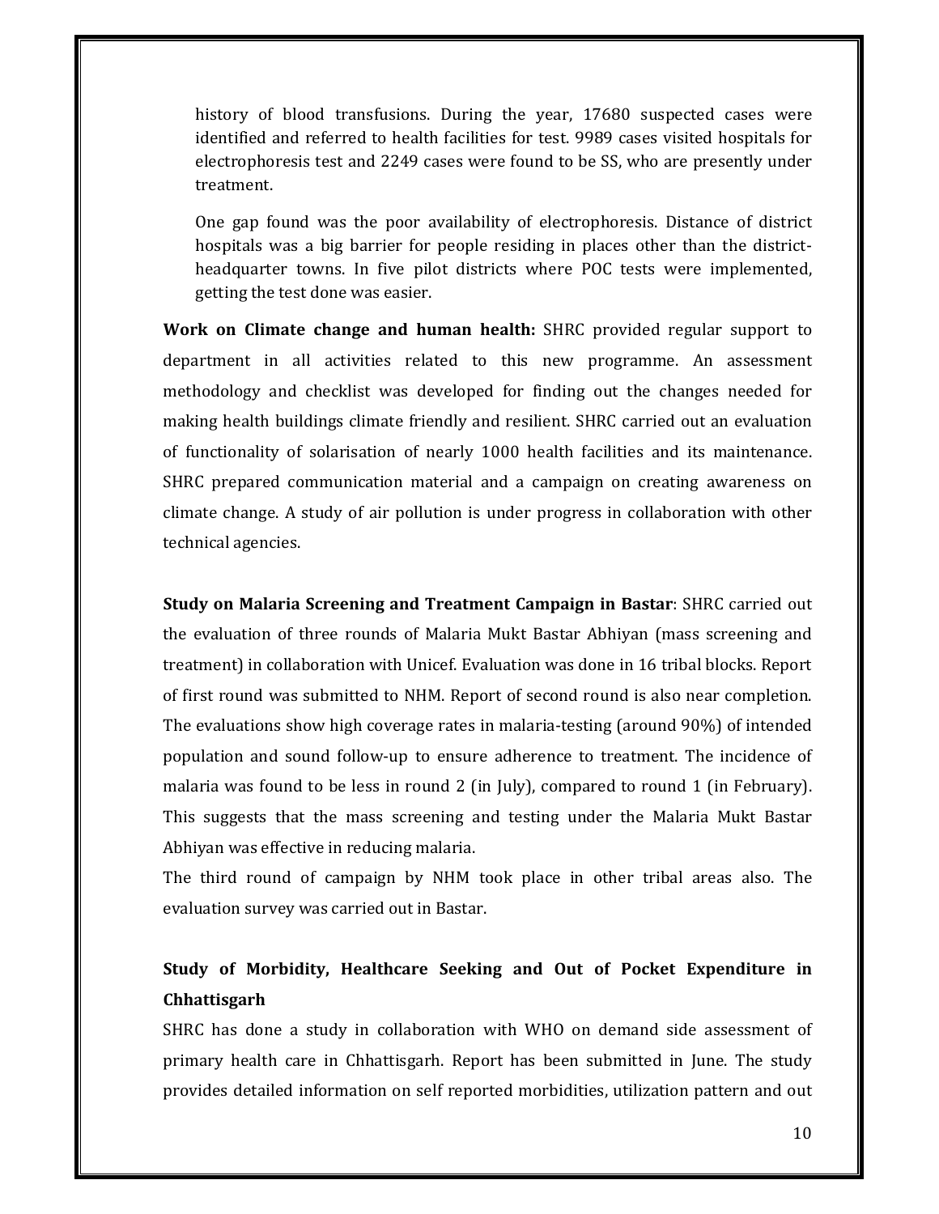history of blood transfusions. During the year, 17680 suspected cases were identified and referred to health facilities for test. 9989 cases visited hospitals for electrophoresis test and 2249 cases were found to be SS, who are presently under treatment.

One gap found was the poor availability of electrophoresis. Distance of district hospitals was a big barrier for people residing in places other than the district-headquarter towns. In five pilot districts where POC tests were implemented, getting the test done was easier.

**Work on Climate change and human health:** SHRC provided regular support to department in all activities related to this new programme. An assessment methodology and checklist was developed for finding out the changes needed for making health buildings climate friendly and resilient. SHRC carried out an evaluation of functionality of solarisation of nearly 1000 health facilities and its maintenance. SHRC prepared communication material and a campaign on creating awareness on climate change. A study of air pollution is under progress in collaboration with other technical agencies.

**Study on Malaria Screening and Treatment Campaign in Bastar**: SHRC carried out the evaluation of three rounds of Malaria Mukt Bastar Abhiyan (mass screening and treatment) in collaboration with Unicef. Evaluation was done in 16 tribal blocks. Report of first round was submitted to NHM. Report of second round is also near completion. The evaluations show high coverage rates in malaria-testing (around 90%) of intended population and sound follow-up to ensure adherence to treatment. The incidence of malaria was found to be less in round 2 (in July), compared to round 1 (in February). This suggests that the mass screening and testing under the Malaria Mukt Bastar Abhiyan was effective in reducing malaria.

The third round of campaign by NHM took place in other tribal areas also. The evaluation survey was carried out in Bastar.

**Study of Morbidity, Healthcare Seeking and Out of Pocket Expenditure in Chhattisgarh**

SHRC has done a study in collaboration with WHO on demand side assessment of primary health care in Chhattisgarh. Report has been submitted in June. The study provides detailed information on self reported morbidities, utilization pattern and out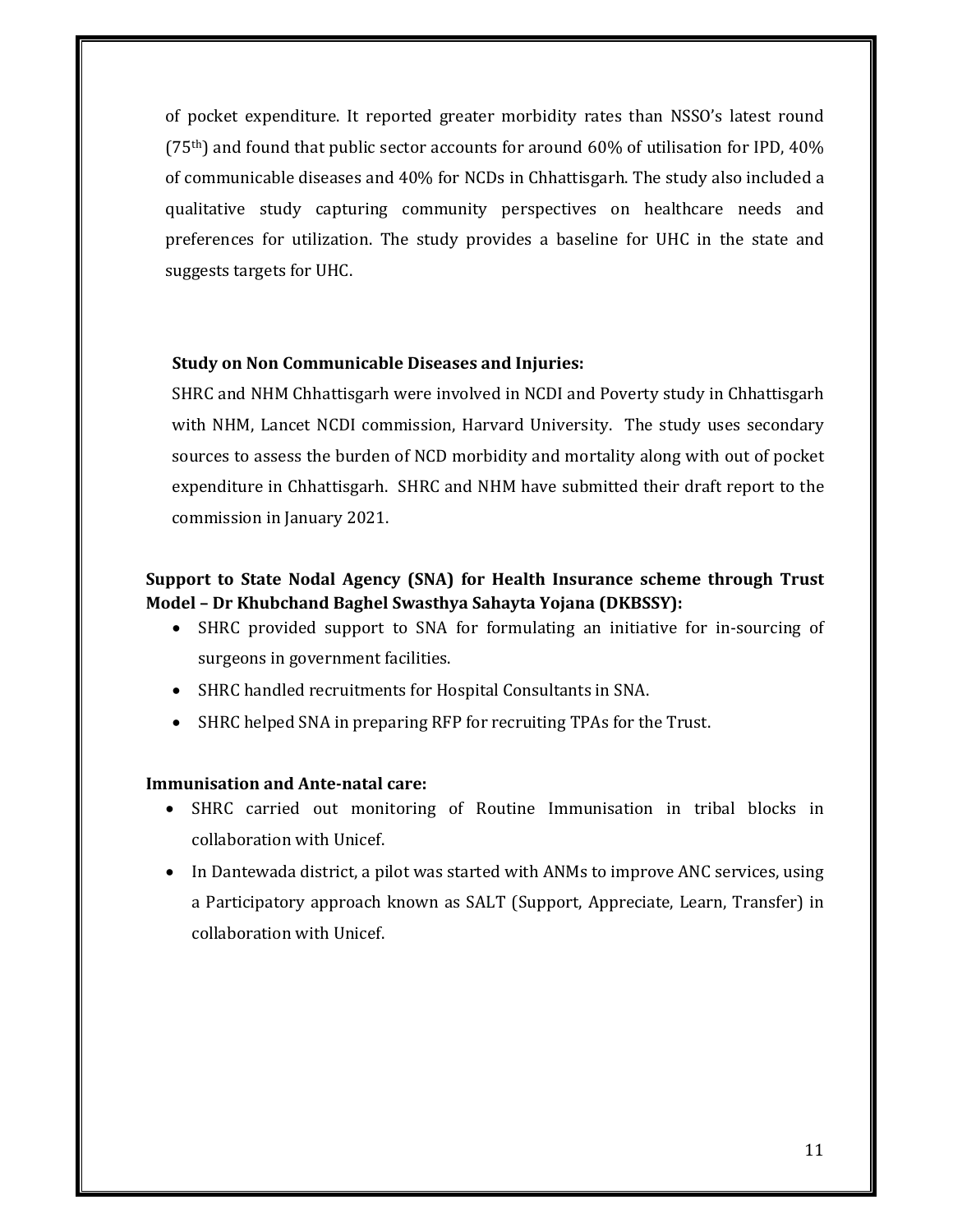of pocket expenditure. It reported greater morbidity rates than NSSO's latest round (75th) and found that public sector accounts for around 60% of utilisation for IPD, 40% of communicable diseases and 40% for NCDs in Chhattisgarh. The study also included a qualitative study capturing community perspectives on healthcare needs and preferences for utilization. The study provides a baseline for UHC in the state and suggests targets for UHC.

**Study on Non Communicable Diseases and Injuries:**

SHRC and NHM Chhattisgarh were involved in NCDI and Poverty study in Chhattisgarh with NHM, Lancet NCDI commission, Harvard University. The study uses secondary sources to assess the burden of NCD morbidity and mortality along with out of pocket expenditure in Chhattisgarh. SHRC and NHM have submitted their draft report to the commission in January 2021.

**Support to State Nodal Agency (SNA) for Health Insurance scheme through Trust Model – Dr Khubchand Baghel Swasthya Sahayta Yojana (DKBSSY):**

- SHRC provided support to SNA for formulating an initiative for in-sourcing of surgeons in government facilities.
- SHRC handled recruitments for Hospital Consultants in SNA.
- SHRC helped SNA in preparing RFP for recruiting TPAs for the Trust.

**Immunisation and Ante-natal care:**

- SHRC carried out monitoring of Routine Immunisation in tribal blocks in collaboration with Unicef.
- In Dantewada district, a pilot was started with ANMs to improve ANC services, using a Participatory approach known as SALT (Support, Appreciate, Learn, Transfer) in collaboration with Unicef.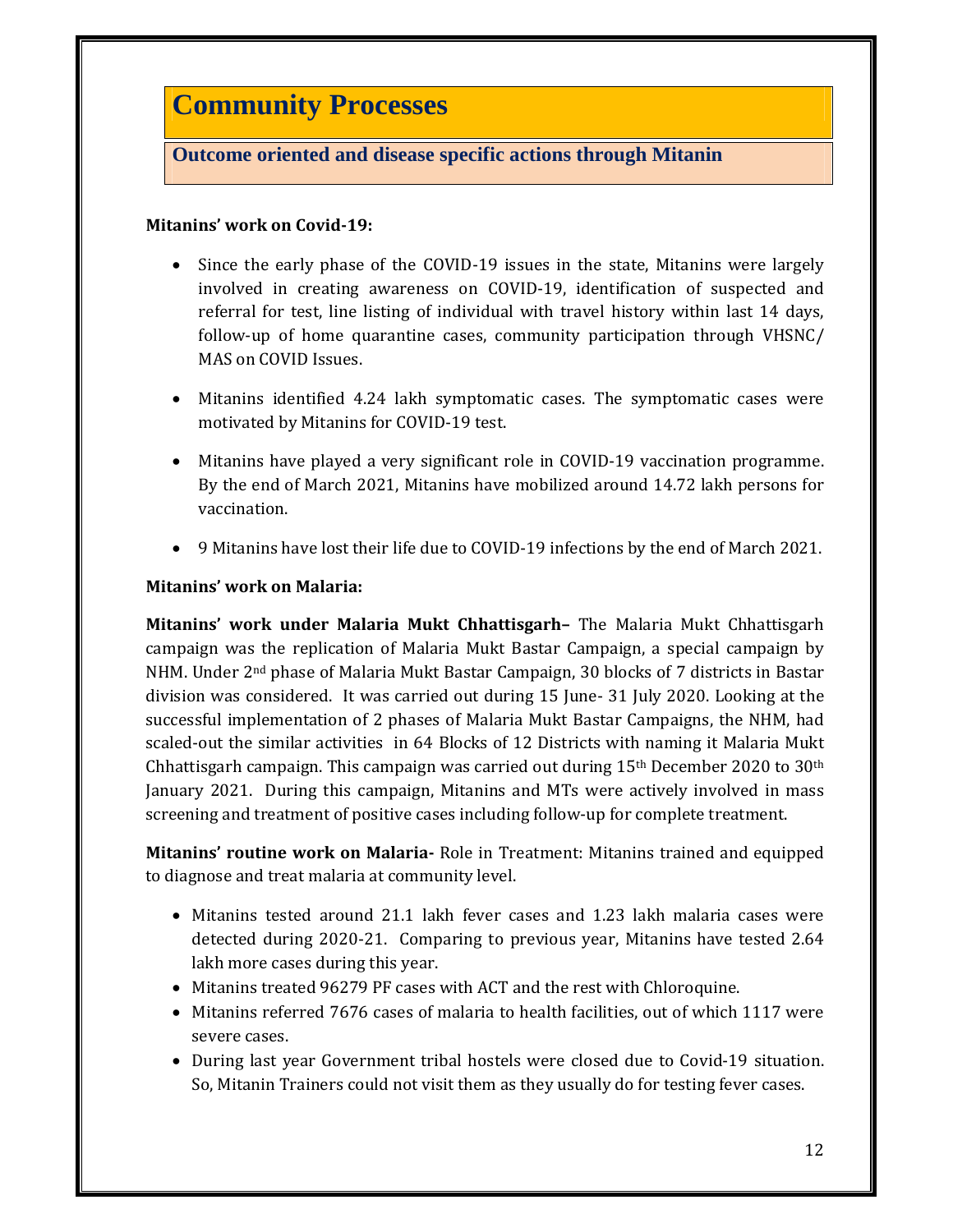# Community Processes

## Outcome oriented and disease specific actions through Mitanin

**Mitanins' work on Covid-19:**

- Since the early phase of the COVID-19 issues in the state, Mitanins were largely involved in creating awareness on COVID-19, identification of suspected and referral for test, line listing of individual with travel history within last 14 days, follow-up of home quarantine cases, community participation through VHSNC/ MAS on COVID Issues.
- Mitanins identified 4.24 lakh symptomatic cases. The symptomatic cases were motivated by Mitanins for COVID-19 test.
- Mitanins have played a very significant role in COVID-19 vaccination programme. By the end of March 2021, Mitanins have mobilized around 14.72 lakh persons for vaccination.
- 9 Mitanins have lost their life due to COVID-19 infections by the end of March 2021.

**Mitanins' work on Malaria:**

**Mitanins' work under Malaria Mukt Chhattisgarh–** The Malaria Mukt Chhattisgarh campaign was the replication of Malaria Mukt Bastar Campaign, a special campaign by NHM. Under 2nd phase of Malaria Mukt Bastar Campaign, 30 blocks of 7 districts in Bastar division was considered. It was carried out during 15 June- 31 July 2020. Looking at the successful implementation of 2 phases of Malaria Mukt Bastar Campaigns, the NHM, had scaled-out the similar activities in 64 Blocks of 12 Districts with naming it Malaria Mukt Chhattisgarh campaign. This campaign was carried out during 15th December 2020 to 30th January 2021. During this campaign, Mitanins and MTs were actively involved in mass screening and treatment of positive cases including follow-up for complete treatment.

**Mitanins' routine work on Malaria-** Role in Treatment: Mitanins trained and equipped to diagnose and treat malaria at community level.

- Mitanins tested around 21.1 lakh fever cases and 1.23 lakh malaria cases were detected during 2020-21. Comparing to previous year, Mitanins have tested 2.64 lakh more cases during this year.
- Mitanins treated 96279 PF cases with ACT and the rest with Chloroquine.
- Mitanins referred 7676 cases of malaria to health facilities, out of which 1117 were severe cases.
- During last year Government tribal hostels were closed due to Covid-19 situation. So, Mitanin Trainers could not visit them as they usually do for testing fever cases.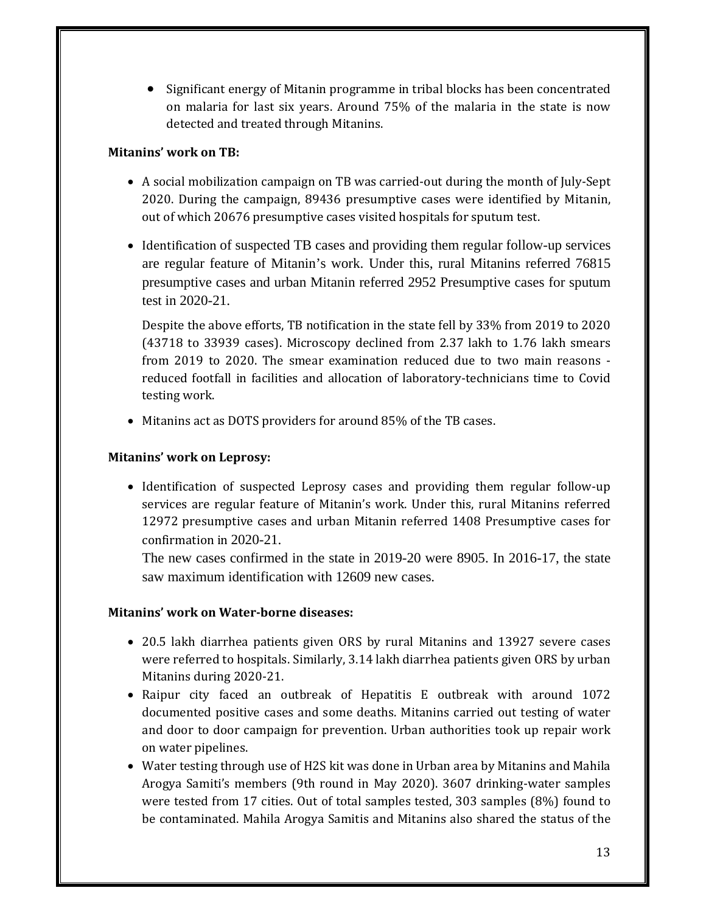- Significant energy of Mitanin programme in tribal blocks has been concentrated on malaria for last six years. Around 75% of the malaria in the state is now detected and treated through Mitanins.

**Mitanins' work on TB:**

- A social mobilization campaign on TB was carried-out during the month of July-Sept 2020. During the campaign, 89436 presumptive cases were identified by Mitanin, out of which 20676 presumptive cases visited hospitals for sputum test.
- Identification of suspected TB cases and providing them regular follow-up services are regular feature of Mitanin's work. Under this, rural Mitanins referred 76815 presumptive cases and urban Mitanin referred 2952 Presumptive cases for sputum test in 2020-21.

  Despite the above efforts, TB notification in the state fell by 33% from 2019 to 2020 (43718 to 33939 cases). Microscopy declined from 2.37 lakh to 1.76 lakh smears from 2019 to 2020. The smear examination reduced due to two main reasons - reduced footfall in facilities and allocation of laboratory-technicians time to Covid testing work.
- Mitanins act as DOTS providers for around 85% of the TB cases.

**Mitanins' work on Leprosy:**

- Identification of suspected Leprosy cases and providing them regular follow-up services are regular feature of Mitanin's work. Under this, rural Mitanins referred 12972 presumptive cases and urban Mitanin referred 1408 Presumptive cases for confirmation in 2020-21.

  The new cases confirmed in the state in 2019-20 were 8905. In 2016-17, the state saw maximum identification with 12609 new cases.

**Mitanins' work on Water-borne diseases:**

- 20.5 lakh diarrhea patients given ORS by rural Mitanins and 13927 severe cases were referred to hospitals. Similarly, 3.14 lakh diarrhea patients given ORS by urban Mitanins during 2020-21.
- Raipur city faced an outbreak of Hepatitis E outbreak with around 1072 documented positive cases and some deaths. Mitanins carried out testing of water and door to door campaign for prevention. Urban authorities took up repair work on water pipelines.
- Water testing through use of H2S kit was done in Urban area by Mitanins and Mahila Arogya Samiti's members (9th round in May 2020). 3607 drinking-water samples were tested from 17 cities. Out of total samples tested, 303 samples (8%) found to be contaminated. Mahila Arogya Samitis and Mitanins also shared the status of the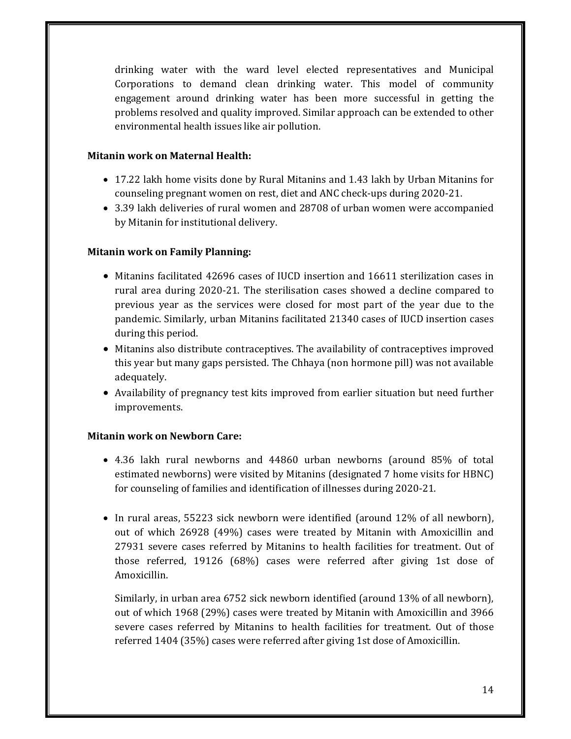drinking water with the ward level elected representatives and Municipal Corporations to demand clean drinking water. This model of community engagement around drinking water has been more successful in getting the problems resolved and quality improved. Similar approach can be extended to other environmental health issues like air pollution.

**Mitanin work on Maternal Health:**

- 17.22 lakh home visits done by Rural Mitanins and 1.43 lakh by Urban Mitanins for counseling pregnant women on rest, diet and ANC check-ups during 2020-21.
- 3.39 lakh deliveries of rural women and 28708 of urban women were accompanied by Mitanin for institutional delivery.

**Mitanin work on Family Planning:**

- Mitanins facilitated 42696 cases of IUCD insertion and 16611 sterilization cases in rural area during 2020-21. The sterilisation cases showed a decline compared to previous year as the services were closed for most part of the year due to the pandemic. Similarly, urban Mitanins facilitated 21340 cases of IUCD insertion cases during this period.
- Mitanins also distribute contraceptives. The availability of contraceptives improved this year but many gaps persisted. The Chhaya (non hormone pill) was not available adequately.
- Availability of pregnancy test kits improved from earlier situation but need further improvements.

**Mitanin work on Newborn Care:**

- 4.36 lakh rural newborns and 44860 urban newborns (around 85% of total estimated newborns) were visited by Mitanins (designated 7 home visits for HBNC) for counseling of families and identification of illnesses during 2020-21.

- In rural areas, 55223 sick newborn were identified (around 12% of all newborn), out of which 26928 (49%) cases were treated by Mitanin with Amoxicillin and 27931 severe cases referred by Mitanins to health facilities for treatment. Out of those referred, 19126 (68%) cases were referred after giving 1st dose of Amoxicillin.

  Similarly, in urban area 6752 sick newborn identified (around 13% of all newborn), out of which 1968 (29%) cases were treated by Mitanin with Amoxicillin and 3966 severe cases referred by Mitanins to health facilities for treatment. Out of those referred 1404 (35%) cases were referred after giving 1st dose of Amoxicillin.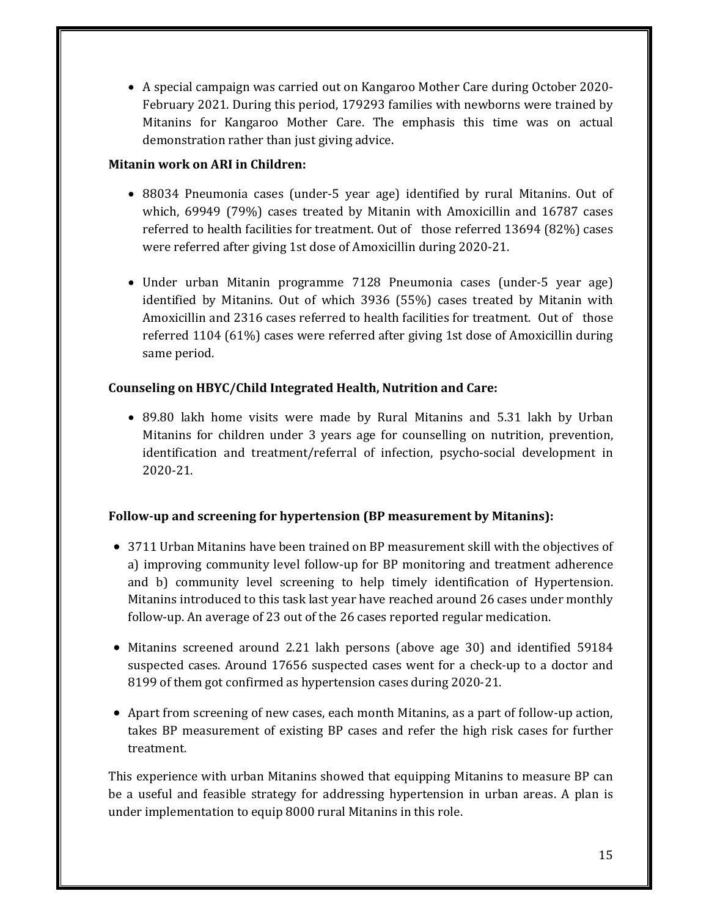- A special campaign was carried out on Kangaroo Mother Care during October 2020-February 2021. During this period, 179293 families with newborns were trained by Mitanins for Kangaroo Mother Care. The emphasis this time was on actual demonstration rather than just giving advice.

**Mitanin work on ARI in Children:**

- 88034 Pneumonia cases (under-5 year age) identified by rural Mitanins. Out of which, 69949 (79%) cases treated by Mitanin with Amoxicillin and 16787 cases referred to health facilities for treatment. Out of those referred 13694 (82%) cases were referred after giving 1st dose of Amoxicillin during 2020-21.

- Under urban Mitanin programme 7128 Pneumonia cases (under-5 year age) identified by Mitanins. Out of which 3936 (55%) cases treated by Mitanin with Amoxicillin and 2316 cases referred to health facilities for treatment. Out of those referred 1104 (61%) cases were referred after giving 1st dose of Amoxicillin during same period.

**Counseling on HBYC/Child Integrated Health, Nutrition and Care:**

- 89.80 lakh home visits were made by Rural Mitanins and 5.31 lakh by Urban Mitanins for children under 3 years age for counselling on nutrition, prevention, identification and treatment/referral of infection, psycho-social development in 2020-21.

**Follow-up and screening for hypertension (BP measurement by Mitanins):**

- 3711 Urban Mitanins have been trained on BP measurement skill with the objectives of a) improving community level follow-up for BP monitoring and treatment adherence and b) community level screening to help timely identification of Hypertension. Mitanins introduced to this task last year have reached around 26 cases under monthly follow-up. An average of 23 out of the 26 cases reported regular medication.

- Mitanins screened around 2.21 lakh persons (above age 30) and identified 59184 suspected cases. Around 17656 suspected cases went for a check-up to a doctor and 8199 of them got confirmed as hypertension cases during 2020-21.

- Apart from screening of new cases, each month Mitanins, as a part of follow-up action, takes BP measurement of existing BP cases and refer the high risk cases for further treatment.

This experience with urban Mitanins showed that equipping Mitanins to measure BP can be a useful and feasible strategy for addressing hypertension in urban areas. A plan is under implementation to equip 8000 rural Mitanins in this role.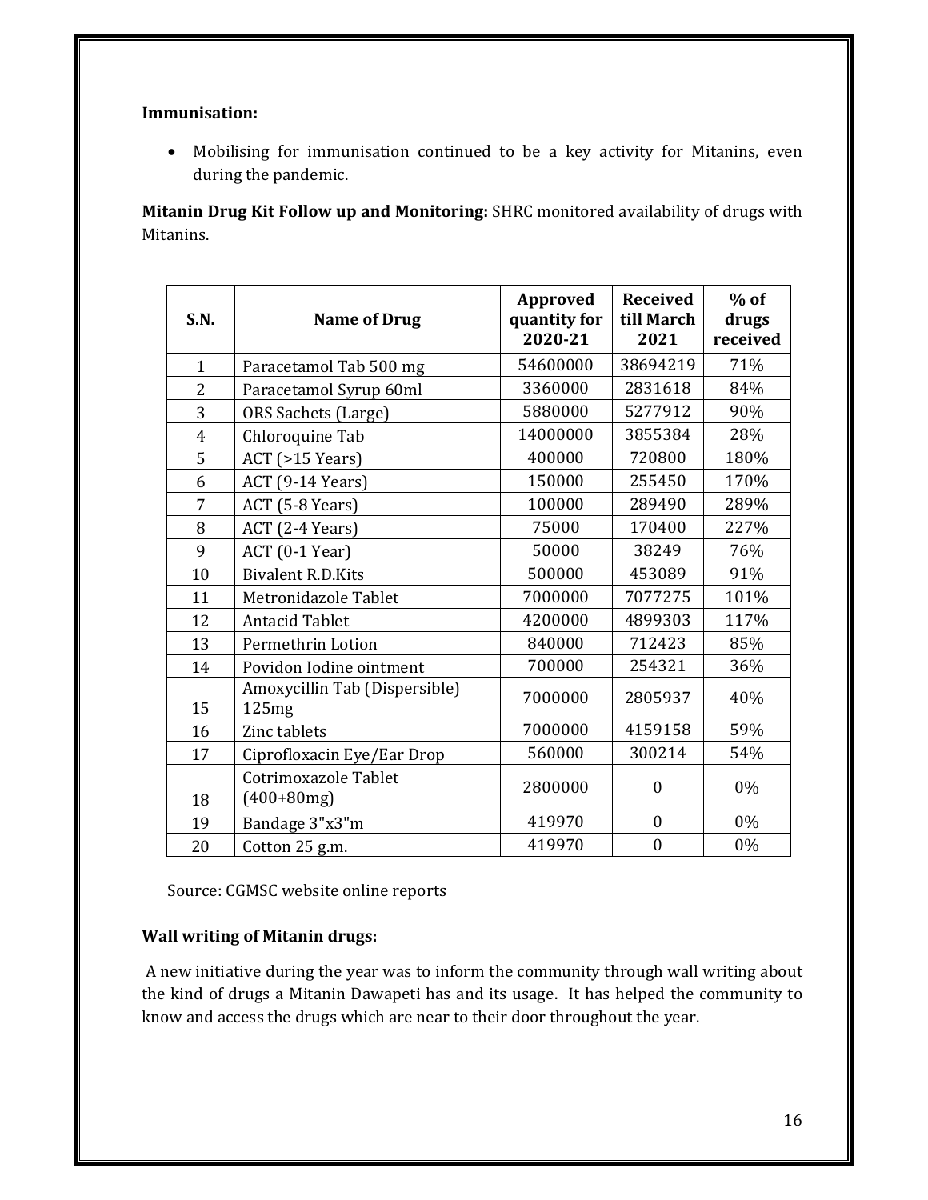**Immunisation:**

- Mobilising for immunisation continued to be a key activity for Mitanins, even during the pandemic.

**Mitanin Drug Kit Follow up and Monitoring:** SHRC monitored availability of drugs with Mitanins.

| S.N. | Name of Drug | Approved quantity for 2020-21 | Received till March 2021 | % of drugs received |
|---|---|---|---|---|
| 1 | Paracetamol Tab 500 mg | 54600000 | 38694219 | 71% |
| 2 | Paracetamol Syrup 60ml | 3360000 | 2831618 | 84% |
| 3 | ORS Sachets (Large) | 5880000 | 5277912 | 90% |
| 4 | Chloroquine Tab | 14000000 | 3855384 | 28% |
| 5 | ACT (>15 Years) | 400000 | 720800 | 180% |
| 6 | ACT (9-14 Years) | 150000 | 255450 | 170% |
| 7 | ACT (5-8 Years) | 100000 | 289490 | 289% |
| 8 | ACT (2-4 Years) | 75000 | 170400 | 227% |
| 9 | ACT (0-1 Year) | 50000 | 38249 | 76% |
| 10 | Bivalent R.D.Kits | 500000 | 453089 | 91% |
| 11 | Metronidazole Tablet | 7000000 | 7077275 | 101% |
| 12 | Antacid Tablet | 4200000 | 4899303 | 117% |
| 13 | Permethrin Lotion | 840000 | 712423 | 85% |
| 14 | Povidon Iodine ointment | 700000 | 254321 | 36% |
| 15 | Amoxycillin Tab (Dispersible) 125mg | 7000000 | 2805937 | 40% |
| 16 | Zinc tablets | 7000000 | 4159158 | 59% |
| 17 | Ciprofloxacin Eye/Ear Drop | 560000 | 300214 | 54% |
| 18 | Cotrimoxazole Tablet (400+80mg) | 2800000 | 0 | 0% |
| 19 | Bandage 3"x3"m | 419970 | 0 | 0% |
| 20 | Cotton 25 g.m. | 419970 | 0 | 0% |

Source: CGMSC website online reports

**Wall writing of Mitanin drugs:**

A new initiative during the year was to inform the community through wall writing about the kind of drugs a Mitanin Dawapeti has and its usage. It has helped the community to know and access the drugs which are near to their door throughout the year.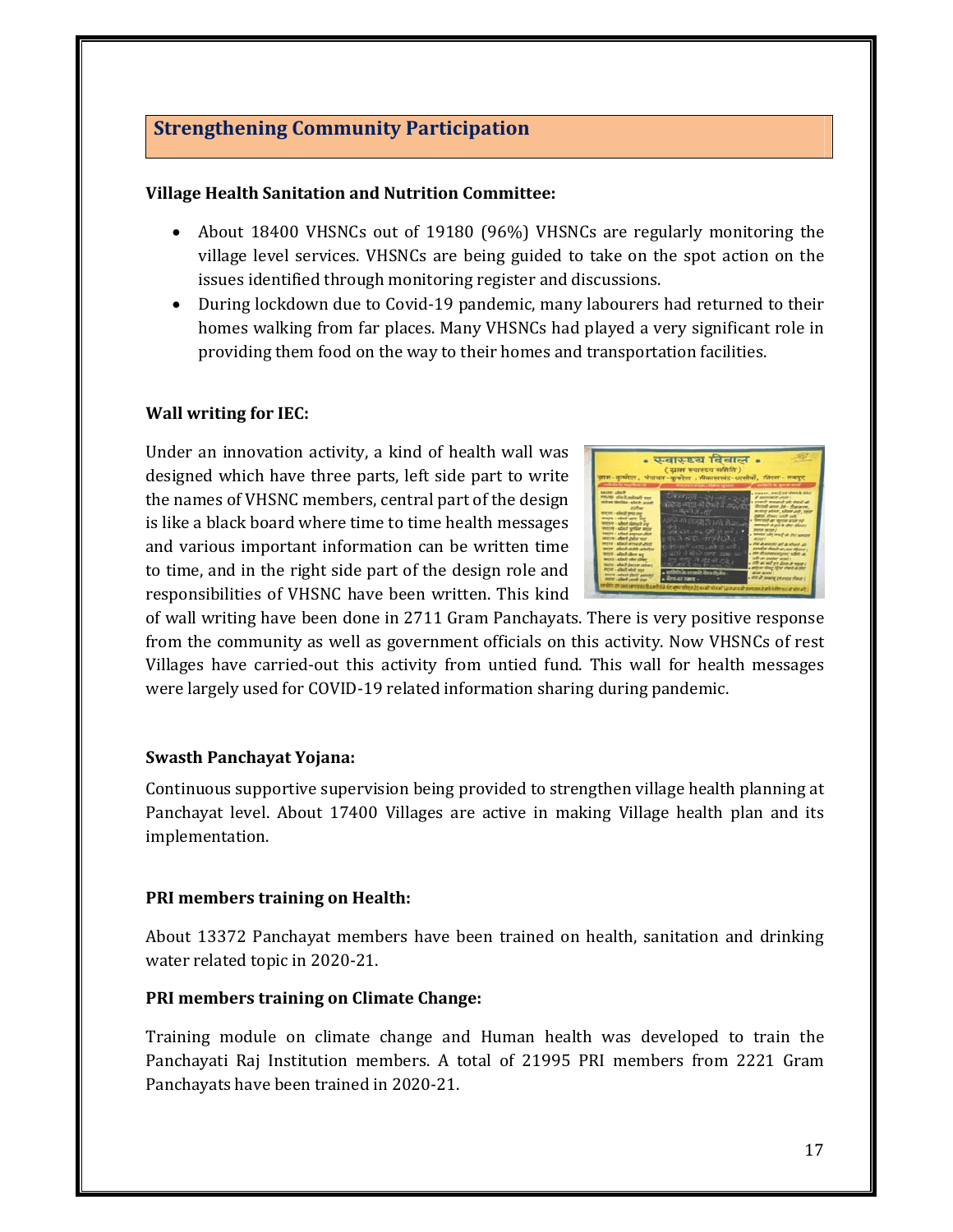## Strengthening Community Participation

**Village Health Sanitation and Nutrition Committee:**

- About 18400 VHSNCs out of 19180 (96%) VHSNCs are regularly monitoring the village level services. VHSNCs are being guided to take on the spot action on the issues identified through monitoring register and discussions.
- During lockdown due to Covid-19 pandemic, many labourers had returned to their homes walking from far places. Many VHSNCs had played a very significant role in providing them food on the way to their homes and transportation facilities.

**Wall writing for IEC:**

Under an innovation activity, a kind of health wall was designed which have three parts, left side part to write the names of VHSNC members, central part of the design is like a black board where time to time health messages and various important information can be written time to time, and in the right side part of the design role and responsibilities of VHSNC have been written. This kind of wall writing have been done in 2711 Gram Panchayats. There is very positive response from the community as well as government officials on this activity. Now VHSNCs of rest Villages have carried-out this activity from untied fund. This wall for health messages were largely used for COVID-19 related information sharing during pandemic.

**Swasth Panchayat Yojana:**

Continuous supportive supervision being provided to strengthen village health planning at Panchayat level. About 17400 Villages are active in making Village health plan and its implementation.

**PRI members training on Health:**

About 13372 Panchayat members have been trained on health, sanitation and drinking water related topic in 2020-21.

**PRI members training on Climate Change:**

Training module on climate change and Human health was developed to train the Panchayati Raj Institution members. A total of 21995 PRI members from 2221 Gram Panchayats have been trained in 2020-21.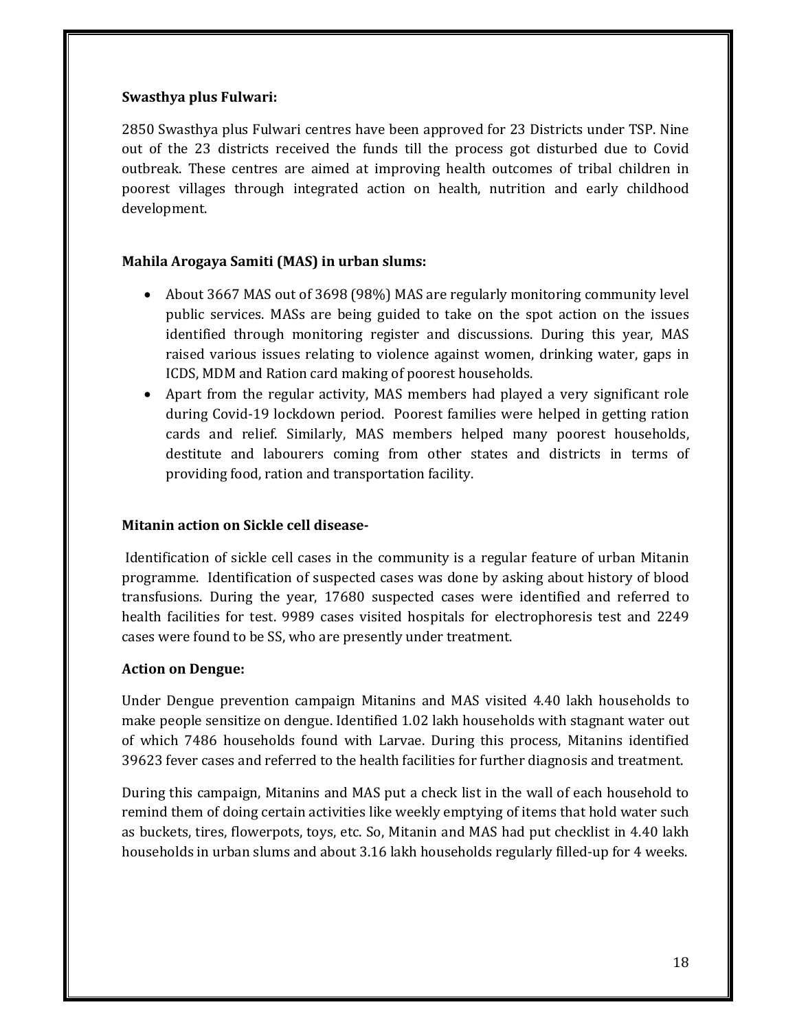**Swasthya plus Fulwari:**

2850 Swasthya plus Fulwari centres have been approved for 23 Districts under TSP. Nine out of the 23 districts received the funds till the process got disturbed due to Covid outbreak. These centres are aimed at improving health outcomes of tribal children in poorest villages through integrated action on health, nutrition and early childhood development.

**Mahila Arogaya Samiti (MAS) in urban slums:**

- About 3667 MAS out of 3698 (98%) MAS are regularly monitoring community level public services. MASs are being guided to take on the spot action on the issues identified through monitoring register and discussions. During this year, MAS raised various issues relating to violence against women, drinking water, gaps in ICDS, MDM and Ration card making of poorest households.
- Apart from the regular activity, MAS members had played a very significant role during Covid-19 lockdown period. Poorest families were helped in getting ration cards and relief. Similarly, MAS members helped many poorest households, destitute and labourers coming from other states and districts in terms of providing food, ration and transportation facility.

**Mitanin action on Sickle cell disease-**

Identification of sickle cell cases in the community is a regular feature of urban Mitanin programme. Identification of suspected cases was done by asking about history of blood transfusions. During the year, 17680 suspected cases were identified and referred to health facilities for test. 9989 cases visited hospitals for electrophoresis test and 2249 cases were found to be SS, who are presently under treatment.

**Action on Dengue:**

Under Dengue prevention campaign Mitanins and MAS visited 4.40 lakh households to make people sensitize on dengue. Identified 1.02 lakh households with stagnant water out of which 7486 households found with Larvae. During this process, Mitanins identified 39623 fever cases and referred to the health facilities for further diagnosis and treatment.

During this campaign, Mitanins and MAS put a check list in the wall of each household to remind them of doing certain activities like weekly emptying of items that hold water such as buckets, tires, flowerpots, toys, etc. So, Mitanin and MAS had put checklist in 4.40 lakh households in urban slums and about 3.16 lakh households regularly filled-up for 4 weeks.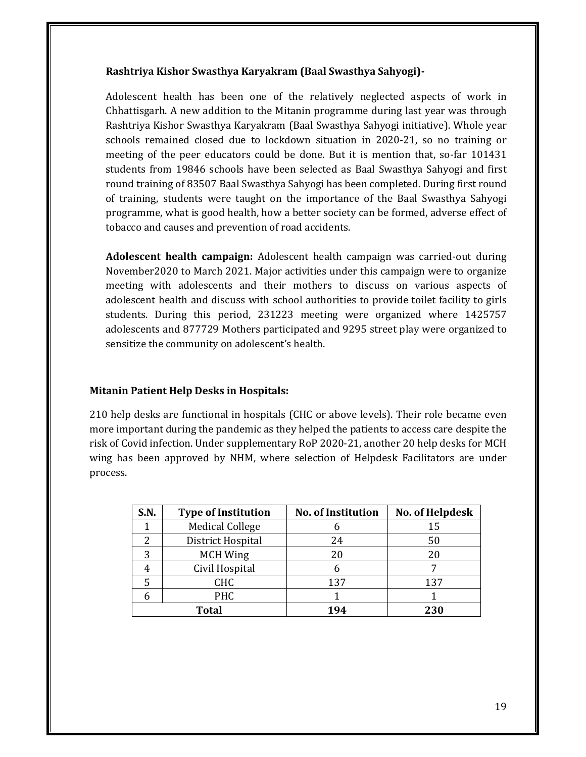**Rashtriya Kishor Swasthya Karyakram (Baal Swasthya Sahyogi)-**

Adolescent health has been one of the relatively neglected aspects of work in Chhattisgarh. A new addition to the Mitanin programme during last year was through Rashtriya Kishor Swasthya Karyakram (Baal Swasthya Sahyogi initiative). Whole year schools remained closed due to lockdown situation in 2020-21, so no training or meeting of the peer educators could be done. But it is mention that, so-far 101431 students from 19846 schools have been selected as Baal Swasthya Sahyogi and first round training of 83507 Baal Swasthya Sahyogi has been completed. During first round of training, students were taught on the importance of the Baal Swasthya Sahyogi programme, what is good health, how a better society can be formed, adverse effect of tobacco and causes and prevention of road accidents.

**Adolescent health campaign:** Adolescent health campaign was carried-out during November2020 to March 2021. Major activities under this campaign were to organize meeting with adolescents and their mothers to discuss on various aspects of adolescent health and discuss with school authorities to provide toilet facility to girls students. During this period, 231223 meeting were organized where 1425757 adolescents and 877729 Mothers participated and 9295 street play were organized to sensitize the community on adolescent's health.

**Mitanin Patient Help Desks in Hospitals:**

210 help desks are functional in hospitals (CHC or above levels). Their role became even more important during the pandemic as they helped the patients to access care despite the risk of Covid infection. Under supplementary RoP 2020-21, another 20 help desks for MCH wing has been approved by NHM, where selection of Helpdesk Facilitators are under process.

| S.N. | Type of Institution | No. of Institution | No. of Helpdesk |
|---|---|---|---|
| 1 | Medical College | 6 | 15 |
| 2 | District Hospital | 24 | 50 |
| 3 | MCH Wing | 20 | 20 |
| 4 | Civil Hospital | 6 | 7 |
| 5 | CHC | 137 | 137 |
| 6 | PHC | 1 | 1 |
| **Total** | | **194** | **230** |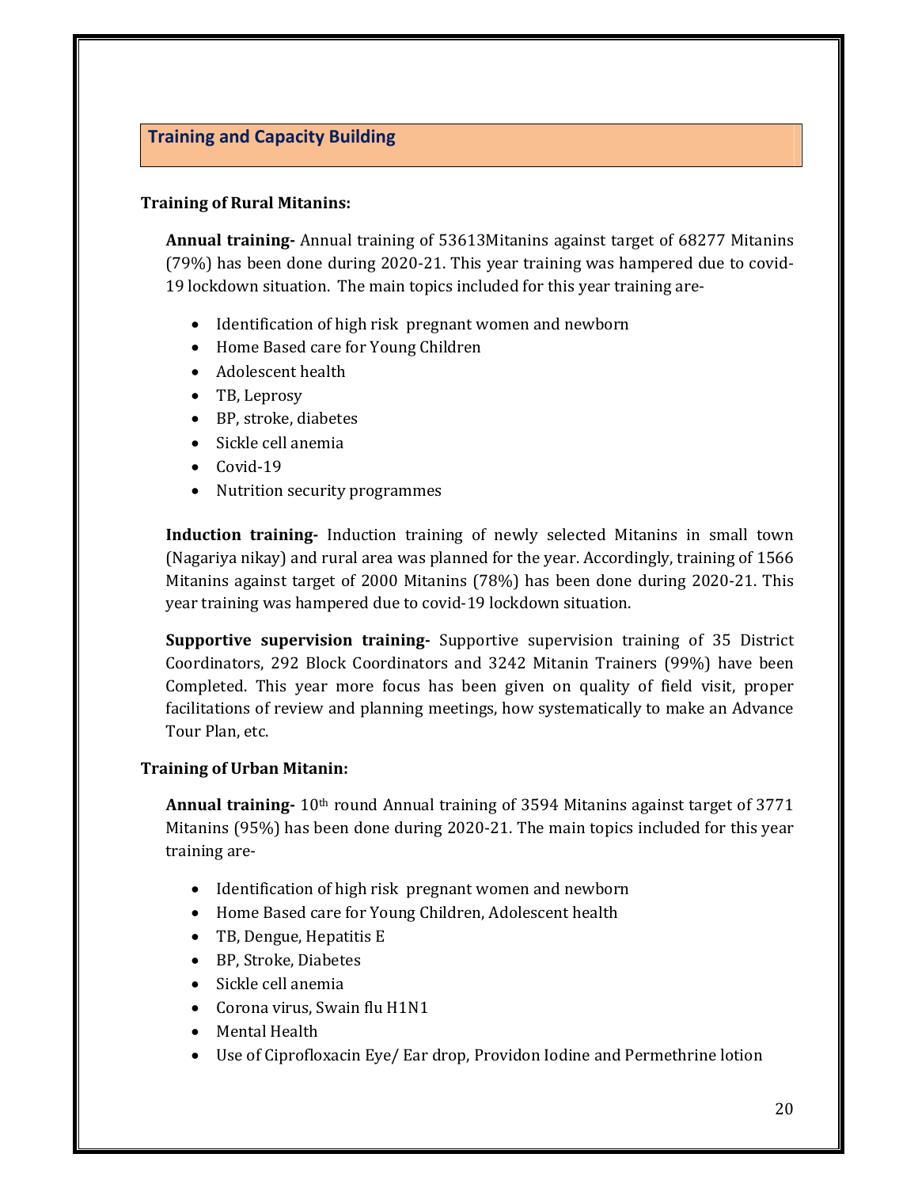## Training and Capacity Building

### Training of Rural Mitanins:

**Annual training-** Annual training of 53613Mitanins against target of 68277 Mitanins (79%) has been done during 2020-21. This year training was hampered due to covid-19 lockdown situation. The main topics included for this year training are-

- Identification of high risk pregnant women and newborn
- Home Based care for Young Children
- Adolescent health
- TB, Leprosy
- BP, stroke, diabetes
- Sickle cell anemia
- Covid-19
- Nutrition security programmes

**Induction training-** Induction training of newly selected Mitanins in small town (Nagariya nikay) and rural area was planned for the year. Accordingly, training of 1566 Mitanins against target of 2000 Mitanins (78%) has been done during 2020-21. This year training was hampered due to covid-19 lockdown situation.

**Supportive supervision training-** Supportive supervision training of 35 District Coordinators, 292 Block Coordinators and 3242 Mitanin Trainers (99%) have been Completed. This year more focus has been given on quality of field visit, proper facilitations of review and planning meetings, how systematically to make an Advance Tour Plan, etc.

### Training of Urban Mitanin:

**Annual training-** 10th round Annual training of 3594 Mitanins against target of 3771 Mitanins (95%) has been done during 2020-21. The main topics included for this year training are-

- Identification of high risk pregnant women and newborn
- Home Based care for Young Children, Adolescent health
- TB, Dengue, Hepatitis E
- BP, Stroke, Diabetes
- Sickle cell anemia
- Corona virus, Swain flu H1N1
- Mental Health
- Use of Ciprofloxacin Eye/ Ear drop, Providon Iodine and Permethrine lotion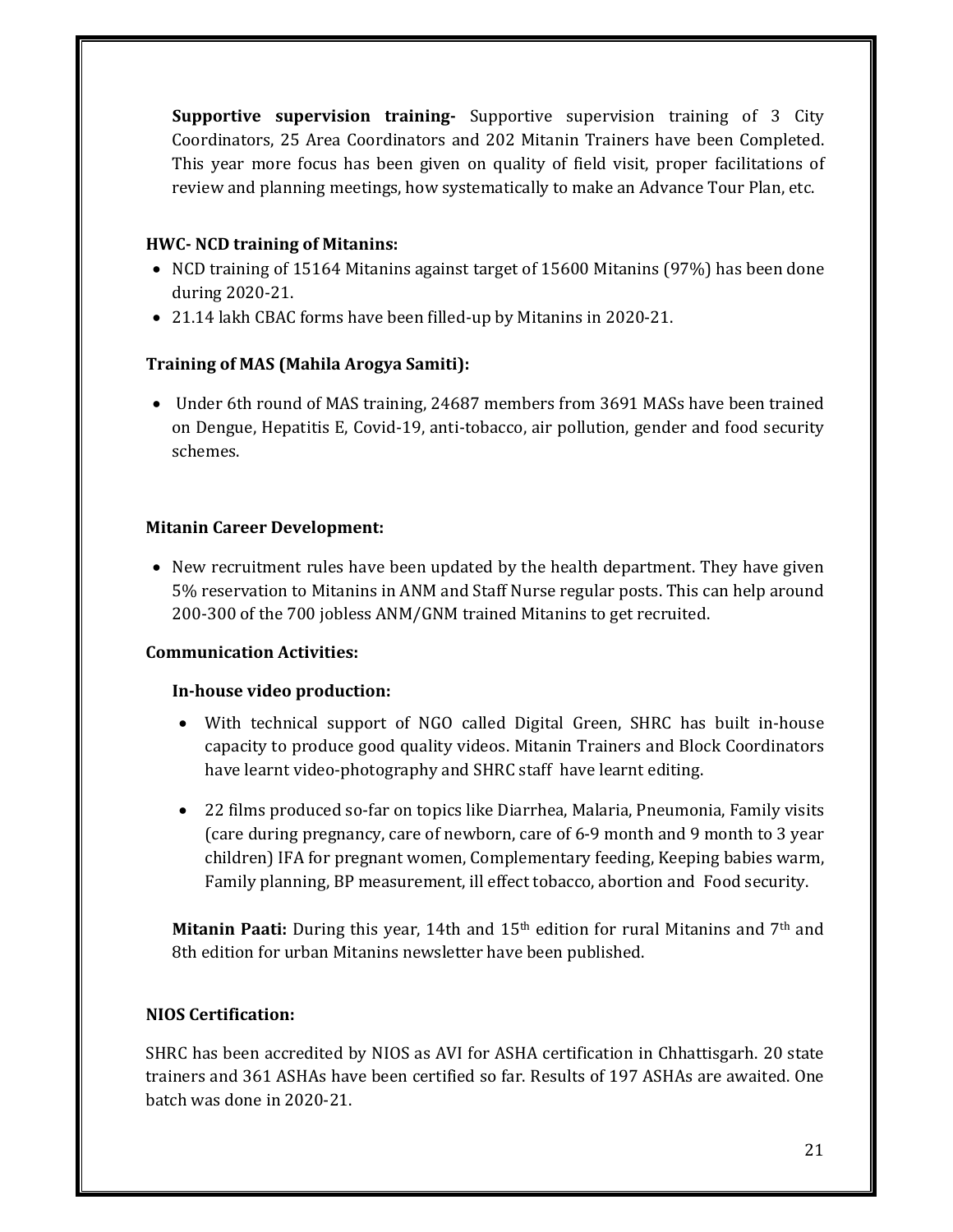**Supportive supervision training-** Supportive supervision training of 3 City Coordinators, 25 Area Coordinators and 202 Mitanin Trainers have been Completed. This year more focus has been given on quality of field visit, proper facilitations of review and planning meetings, how systematically to make an Advance Tour Plan, etc.

**HWC- NCD training of Mitanins:**

- NCD training of 15164 Mitanins against target of 15600 Mitanins (97%) has been done during 2020-21.
- 21.14 lakh CBAC forms have been filled-up by Mitanins in 2020-21.

**Training of MAS (Mahila Arogya Samiti):**

- Under 6th round of MAS training, 24687 members from 3691 MASs have been trained on Dengue, Hepatitis E, Covid-19, anti-tobacco, air pollution, gender and food security schemes.

**Mitanin Career Development:**

- New recruitment rules have been updated by the health department. They have given 5% reservation to Mitanins in ANM and Staff Nurse regular posts. This can help around 200-300 of the 700 jobless ANM/GNM trained Mitanins to get recruited.

**Communication Activities:**

**In-house video production:**

- With technical support of NGO called Digital Green, SHRC has built in-house capacity to produce good quality videos. Mitanin Trainers and Block Coordinators have learnt video-photography and SHRC staff have learnt editing.
- 22 films produced so-far on topics like Diarrhea, Malaria, Pneumonia, Family visits (care during pregnancy, care of newborn, care of 6-9 month and 9 month to 3 year children) IFA for pregnant women, Complementary feeding, Keeping babies warm, Family planning, BP measurement, ill effect tobacco, abortion and Food security.

**Mitanin Paati:** During this year, 14th and 15th edition for rural Mitanins and 7th and 8th edition for urban Mitanins newsletter have been published.

**NIOS Certification:**

SHRC has been accredited by NIOS as AVI for ASHA certification in Chhattisgarh. 20 state trainers and 361 ASHAs have been certified so far. Results of 197 ASHAs are awaited. One batch was done in 2020-21.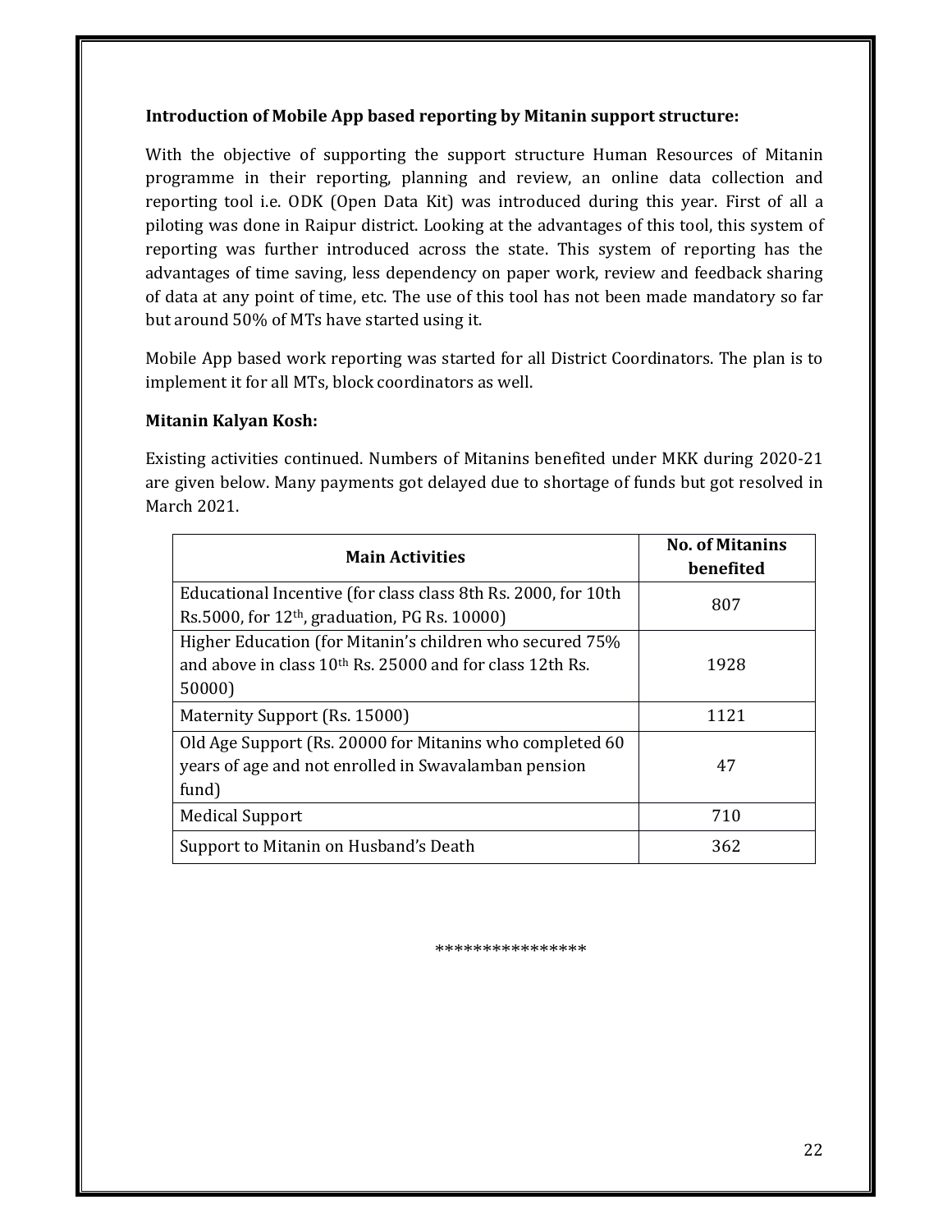**Introduction of Mobile App based reporting by Mitanin support structure:**

With the objective of supporting the support structure Human Resources of Mitanin programme in their reporting, planning and review, an online data collection and reporting tool i.e. ODK (Open Data Kit) was introduced during this year. First of all a piloting was done in Raipur district. Looking at the advantages of this tool, this system of reporting was further introduced across the state. This system of reporting has the advantages of time saving, less dependency on paper work, review and feedback sharing of data at any point of time, etc. The use of this tool has not been made mandatory so far but around 50% of MTs have started using it.

Mobile App based work reporting was started for all District Coordinators. The plan is to implement it for all MTs, block coordinators as well.

**Mitanin Kalyan Kosh:**

Existing activities continued. Numbers of Mitanins benefited under MKK during 2020-21 are given below. Many payments got delayed due to shortage of funds but got resolved in March 2021.

| Main Activities | No. of Mitanins benefited |
|---|---|
| Educational Incentive (for class class 8th Rs. 2000, for 10th Rs.5000, for 12th, graduation, PG Rs. 10000) | 807 |
| Higher Education (for Mitanin's children who secured 75% and above in class 10th Rs. 25000 and for class 12th Rs. 50000) | 1928 |
| Maternity Support (Rs. 15000) | 1121 |
| Old Age Support (Rs. 20000 for Mitanins who completed 60 years of age and not enrolled in Swavalamban pension fund) | 47 |
| Medical Support | 710 |
| Support to Mitanin on Husband's Death | 362 |

****************